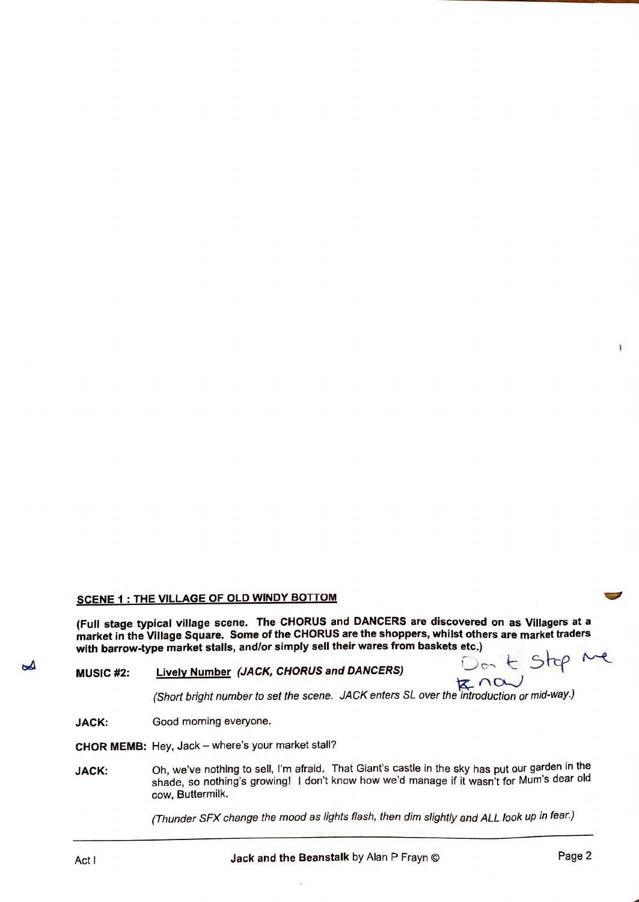## SCENE 1 : THE VILLAGE OF OLD WINDY BOTTOM

**(Full stage typical village scene. The CHORUS and DANCERS are discovered on as Villagers at a market in the Village Square. Some of the CHORUS are the shoppers, whilst others are market traders with barrow-type market stalls, and/or simply sell their wares from baskets etc.)**

**MUSIC #2:** Lively Number *(JACK, CHORUS and DANCERS)* Don't Stop Me Now

*(Short bright number to set the scene. JACK enters SL over the introduction or mid-way.)*

**JACK:** Good morning everyone.

**CHOR MEMB:** Hey, Jack – where's your market stall?

**JACK:** Oh, we've nothing to sell, I'm afraid. That Giant's castle in the sky has put our garden in the shade, so nothing's growing! I don't know how we'd manage if it wasn't for Mum's dear old cow, Buttermilk.

*(Thunder SFX change the mood as lights flash, then dim slightly and ALL look up in fear.)*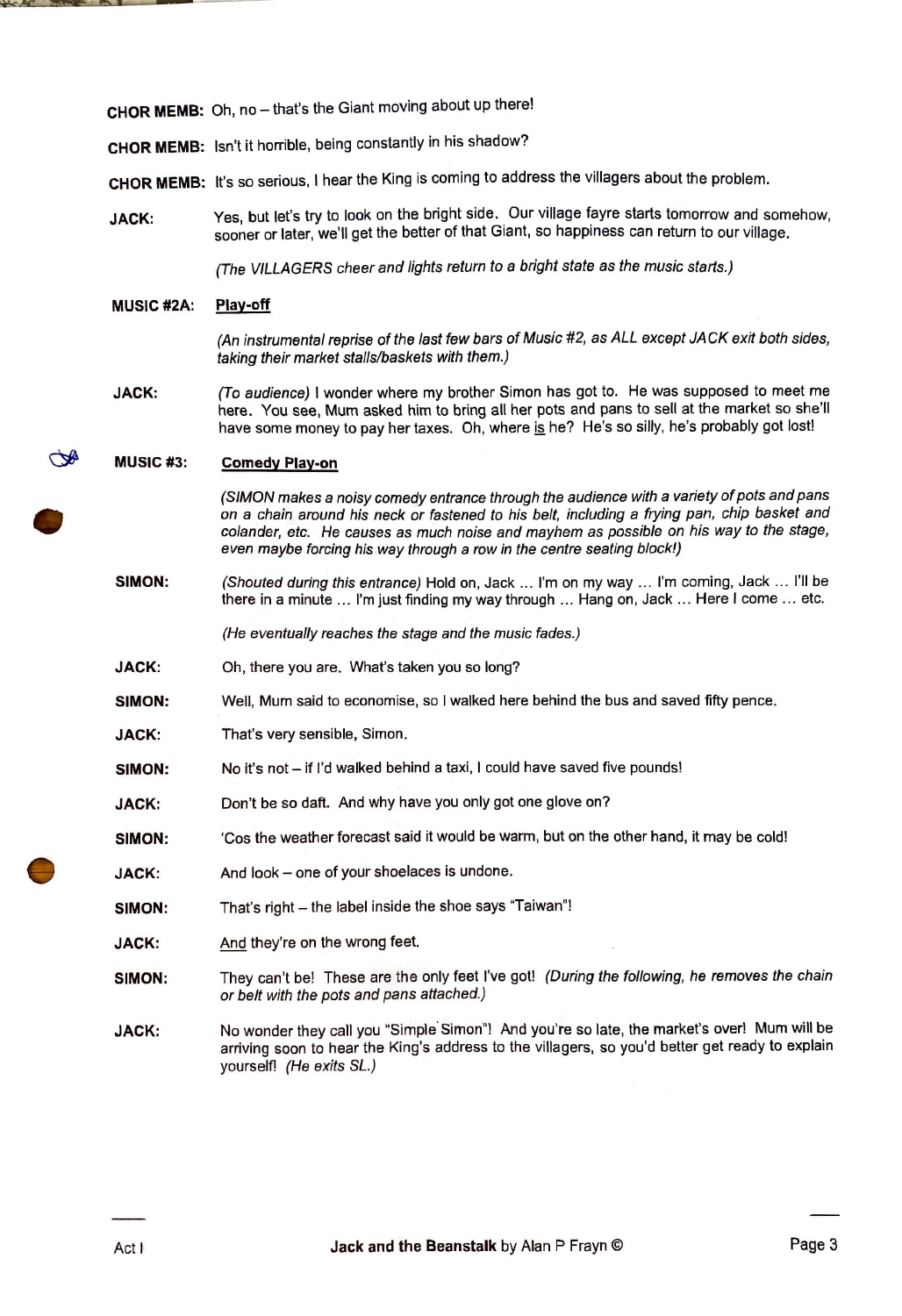**CHOR MEMB:** Oh, no – that's the Giant moving about up there!

**CHOR MEMB:** Isn't it horrible, being constantly in his shadow?

**CHOR MEMB:** It's so serious, I hear the King is coming to address the villagers about the problem.

**JACK:** Yes, but let's try to look on the bright side. Our village fayre starts tomorrow and somehow, sooner or later, we'll get the better of that Giant, so happiness can return to our village.

*(The VILLAGERS cheer and lights return to a bright state as the music starts.)*

**MUSIC #2A:** **Play-off**

*(An instrumental reprise of the last few bars of Music #2, as ALL except JACK exit both sides, taking their market stalls/baskets with them.)*

**JACK:** *(To audience)* I wonder where my brother Simon has got to. He was supposed to meet me here. You see, Mum asked him to bring all her pots and pans to sell at the market so she'll have some money to pay her taxes. Oh, where is he? He's so silly, he's probably got lost!

**MUSIC #3:** **Comedy Play-on**

*(SIMON makes a noisy comedy entrance through the audience with a variety of pots and pans on a chain around his neck or fastened to his belt, including a frying pan, chip basket and colander, etc. He causes as much noise and mayhem as possible on his way to the stage, even maybe forcing his way through a row in the centre seating block!)*

**SIMON:** *(Shouted during this entrance)* Hold on, Jack … I'm on my way … I'm coming, Jack … I'll be there in a minute … I'm just finding my way through … Hang on, Jack … Here I come … etc.

*(He eventually reaches the stage and the music fades.)*

**JACK:** Oh, there you are. What's taken you so long?

**SIMON:** Well, Mum said to economise, so I walked here behind the bus and saved fifty pence.

**JACK:** That's very sensible, Simon.

**SIMON:** No it's not – if I'd walked behind a taxi, I could have saved five pounds!

**JACK:** Don't be so daft. And why have you only got one glove on?

**SIMON:** 'Cos the weather forecast said it would be warm, but on the other hand, it may be cold!

**JACK:** And look – one of your shoelaces is undone.

**SIMON:** That's right – the label inside the shoe says "Taiwan"!

**JACK:** And they're on the wrong feet.

**SIMON:** They can't be! These are the only feet I've got! *(During the following, he removes the chain or belt with the pots and pans attached.)*

**JACK:** No wonder they call you "Simple Simon"! And you're so late, the market's over! Mum will be arriving soon to hear the King's address to the villagers, so you'd better get ready to explain yourself! *(He exits SL.)*